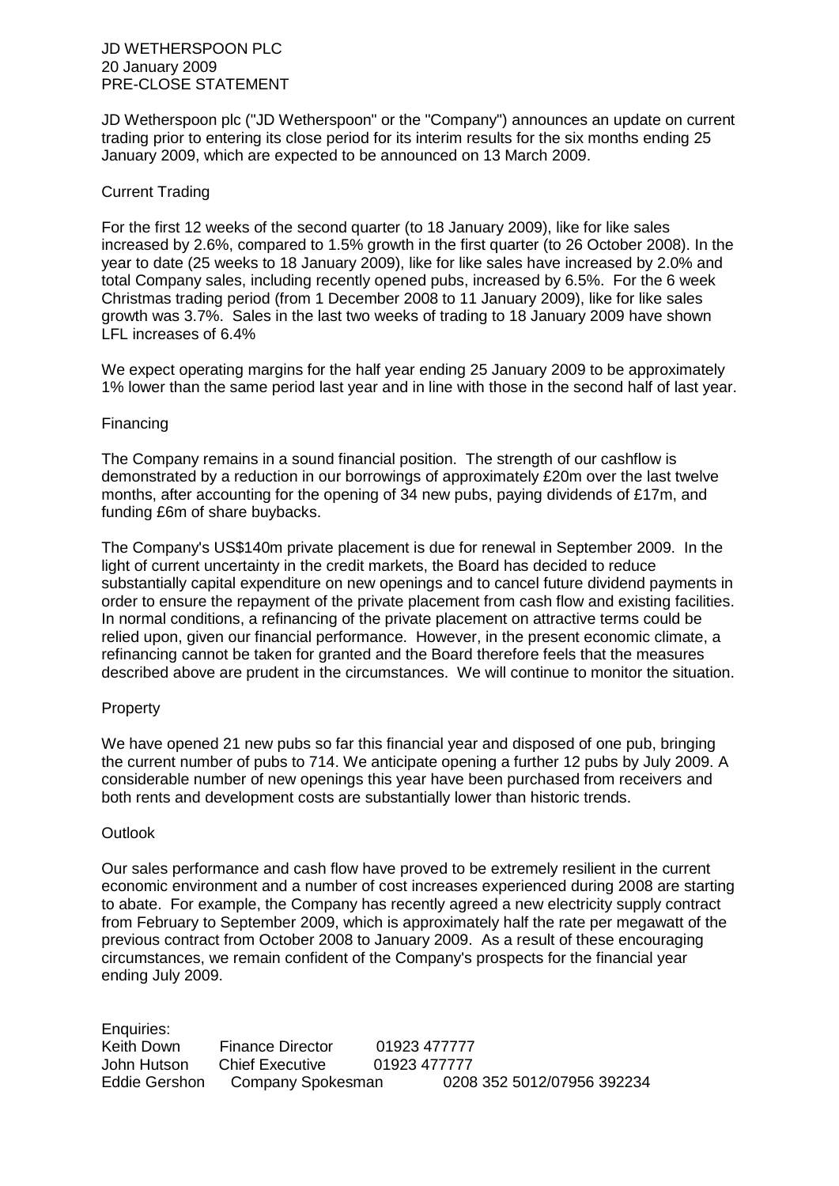JD WETHERSPOON PLC
20 January 2009
PRE-CLOSE STATEMENT

JD Wetherspoon plc ("JD Wetherspoon" or the "Company") announces an update on current trading prior to entering its close period for its interim results for the six months ending 25 January 2009, which are expected to be announced on 13 March 2009.

## Current Trading

For the first 12 weeks of the second quarter (to 18 January 2009), like for like sales increased by 2.6%, compared to 1.5% growth in the first quarter (to 26 October 2008). In the year to date (25 weeks to 18 January 2009), like for like sales have increased by 2.0% and total Company sales, including recently opened pubs, increased by 6.5%. For the 6 week Christmas trading period (from 1 December 2008 to 11 January 2009), like for like sales growth was 3.7%. Sales in the last two weeks of trading to 18 January 2009 have shown LFL increases of 6.4%

We expect operating margins for the half year ending 25 January 2009 to be approximately 1% lower than the same period last year and in line with those in the second half of last year.

## Financing

The Company remains in a sound financial position. The strength of our cashflow is demonstrated by a reduction in our borrowings of approximately £20m over the last twelve months, after accounting for the opening of 34 new pubs, paying dividends of £17m, and funding £6m of share buybacks.

The Company's US$140m private placement is due for renewal in September 2009. In the light of current uncertainty in the credit markets, the Board has decided to reduce substantially capital expenditure on new openings and to cancel future dividend payments in order to ensure the repayment of the private placement from cash flow and existing facilities. In normal conditions, a refinancing of the private placement on attractive terms could be relied upon, given our financial performance. However, in the present economic climate, a refinancing cannot be taken for granted and the Board therefore feels that the measures described above are prudent in the circumstances. We will continue to monitor the situation.

## Property

We have opened 21 new pubs so far this financial year and disposed of one pub, bringing the current number of pubs to 714. We anticipate opening a further 12 pubs by July 2009. A considerable number of new openings this year have been purchased from receivers and both rents and development costs are substantially lower than historic trends.

## Outlook

Our sales performance and cash flow have proved to be extremely resilient in the current economic environment and a number of cost increases experienced during 2008 are starting to abate. For example, the Company has recently agreed a new electricity supply contract from February to September 2009, which is approximately half the rate per megawatt of the previous contract from October 2008 to January 2009. As a result of these encouraging circumstances, we remain confident of the Company's prospects for the financial year ending July 2009.

Enquiries:

| | | |
|---|---|---|
| Keith Down | Finance Director | 01923 477777 |
| John Hutson | Chief Executive | 01923 477777 |
| Eddie Gershon | Company Spokesman | 0208 352 5012/07956 392234 |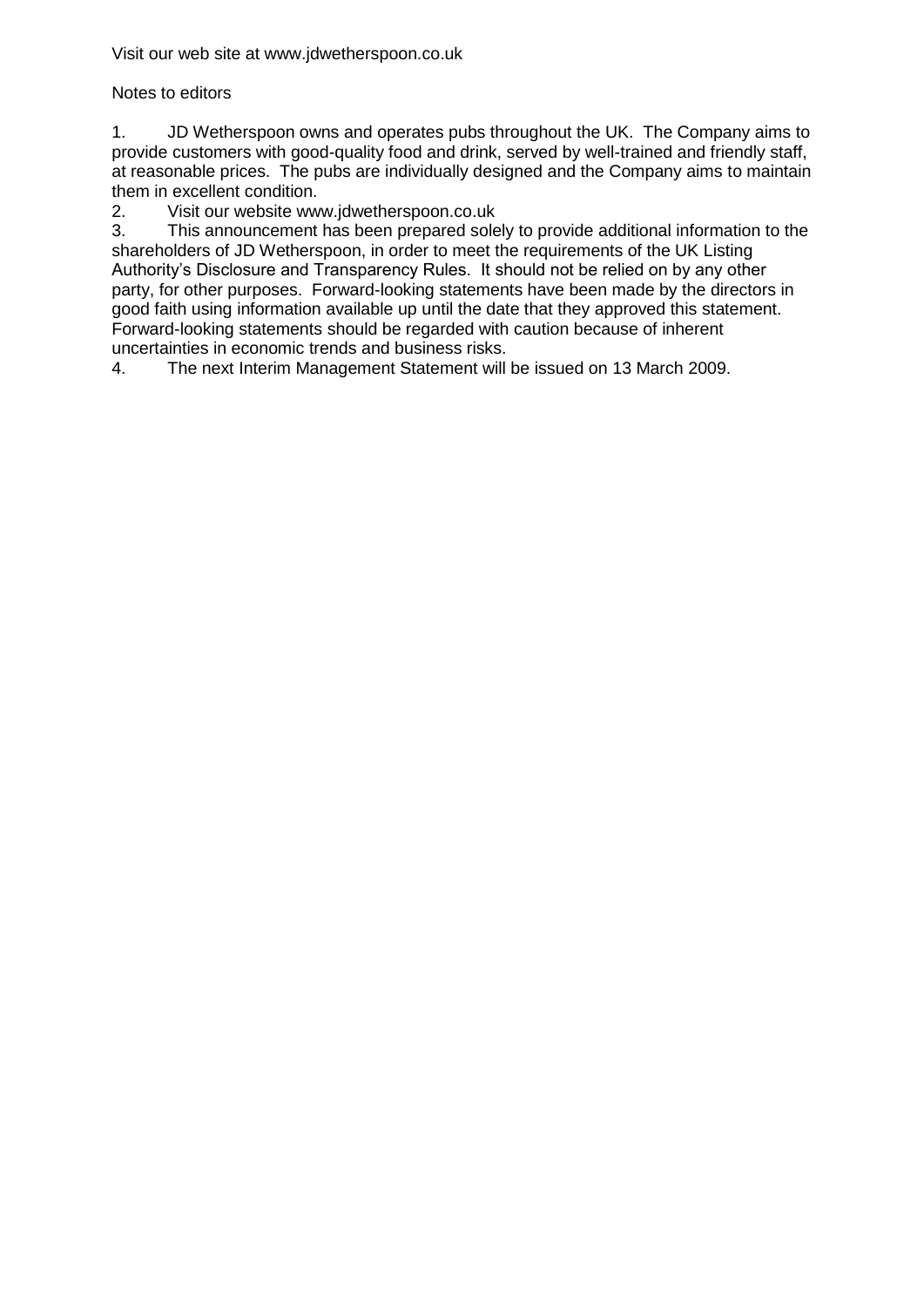Visit our web site at www.jdwetherspoon.co.uk

Notes to editors

1. JD Wetherspoon owns and operates pubs throughout the UK. The Company aims to provide customers with good-quality food and drink, served by well-trained and friendly staff, at reasonable prices. The pubs are individually designed and the Company aims to maintain them in excellent condition.
2. Visit our website www.jdwetherspoon.co.uk
3. This announcement has been prepared solely to provide additional information to the shareholders of JD Wetherspoon, in order to meet the requirements of the UK Listing Authority's Disclosure and Transparency Rules. It should not be relied on by any other party, for other purposes. Forward-looking statements have been made by the directors in good faith using information available up until the date that they approved this statement. Forward-looking statements should be regarded with caution because of inherent uncertainties in economic trends and business risks.
4. The next Interim Management Statement will be issued on 13 March 2009.